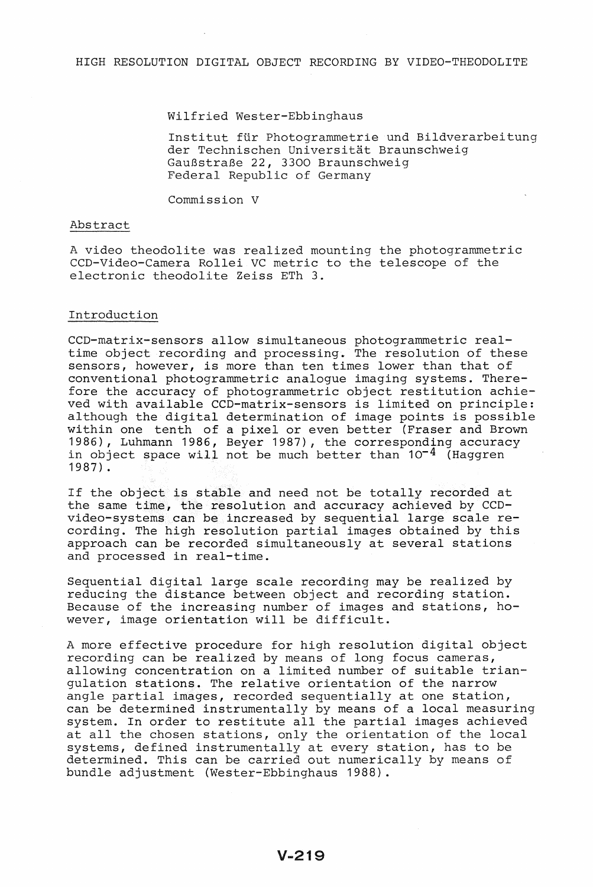# HIGH RESOLUTION DIGITAL OBJECT RECORDING BY VIDEO-THEODOLITE

Wilfried Wester-Ebbinghaus

Institut für Photogrammetrie und Bildverarbeitung
der Technischen Universität Braunschweig
Gaußstraße 22, 3300 Braunschweig
Federal Republic of Germany

Commission V

## Abstract

A video theodolite was realized mounting the photogrammetric CCD-Video-Camera Rollei VC metric to the telescope of the electronic theodolite Zeiss ETh 3.

## Introduction

CCD-matrix-sensors allow simultaneous photogrammetric real-time object recording and processing. The resolution of these sensors, however, is more than ten times lower than that of conventional photogrammetric analogue imaging systems. Therefore the accuracy of photogrammetric object restitution achieved with available CCD-matrix-sensors is limited on principle: although the digital determination of image points is possible within one tenth of a pixel or even better (Fraser and Brown 1986), Luhmann 1986, Beyer 1987), the corresponding accuracy in object space will not be much better than $10^{-4}$ (Haggren 1987).

If the object is stable and need not be totally recorded at the same time, the resolution and accuracy achieved by CCD-video-systems can be increased by sequential large scale recording. The high resolution partial images obtained by this approach can be recorded simultaneously at several stations and processed in real-time.

Sequential digital large scale recording may be realized by reducing the distance between object and recording station. Because of the increasing number of images and stations, however, image orientation will be difficult.

A more effective procedure for high resolution digital object recording can be realized by means of long focus cameras, allowing concentration on a limited number of suitable triangulation stations. The relative orientation of the narrow angle partial images, recorded sequentially at one station, can be determined instrumentally by means of a local measuring system. In order to restitute all the partial images achieved at all the chosen stations, only the orientation of the local systems, defined instrumentally at every station, has to be determined. This can be carried out numerically by means of bundle adjustment (Wester-Ebbinghaus 1988).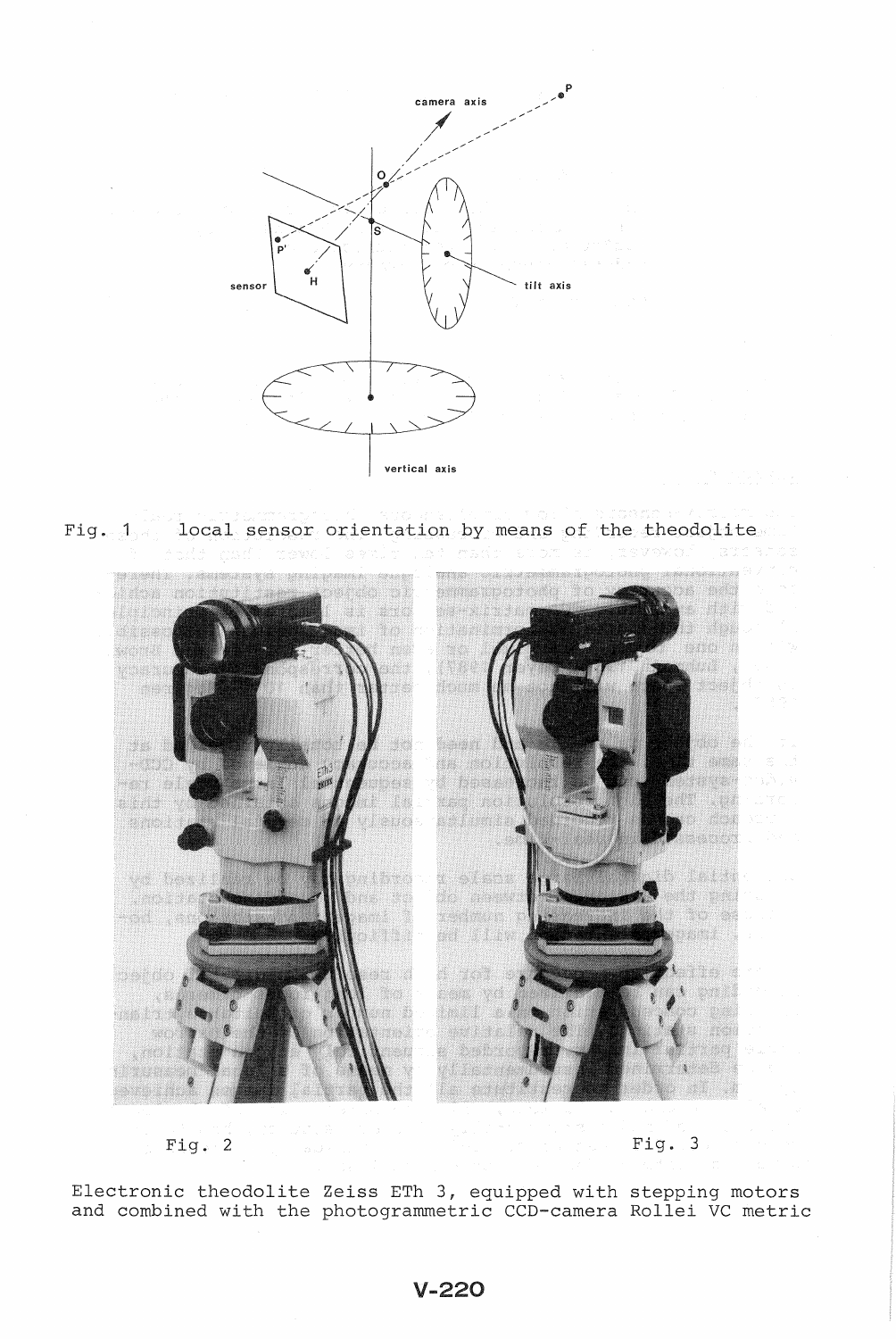Fig. 1 local sensor orientation by means of the theodolite

Fig. 2

Fig. 3

Electronic theodolite Zeiss ETh 3, equipped with stepping motors and combined with the photogrammetric CCD-camera Rollei VC metric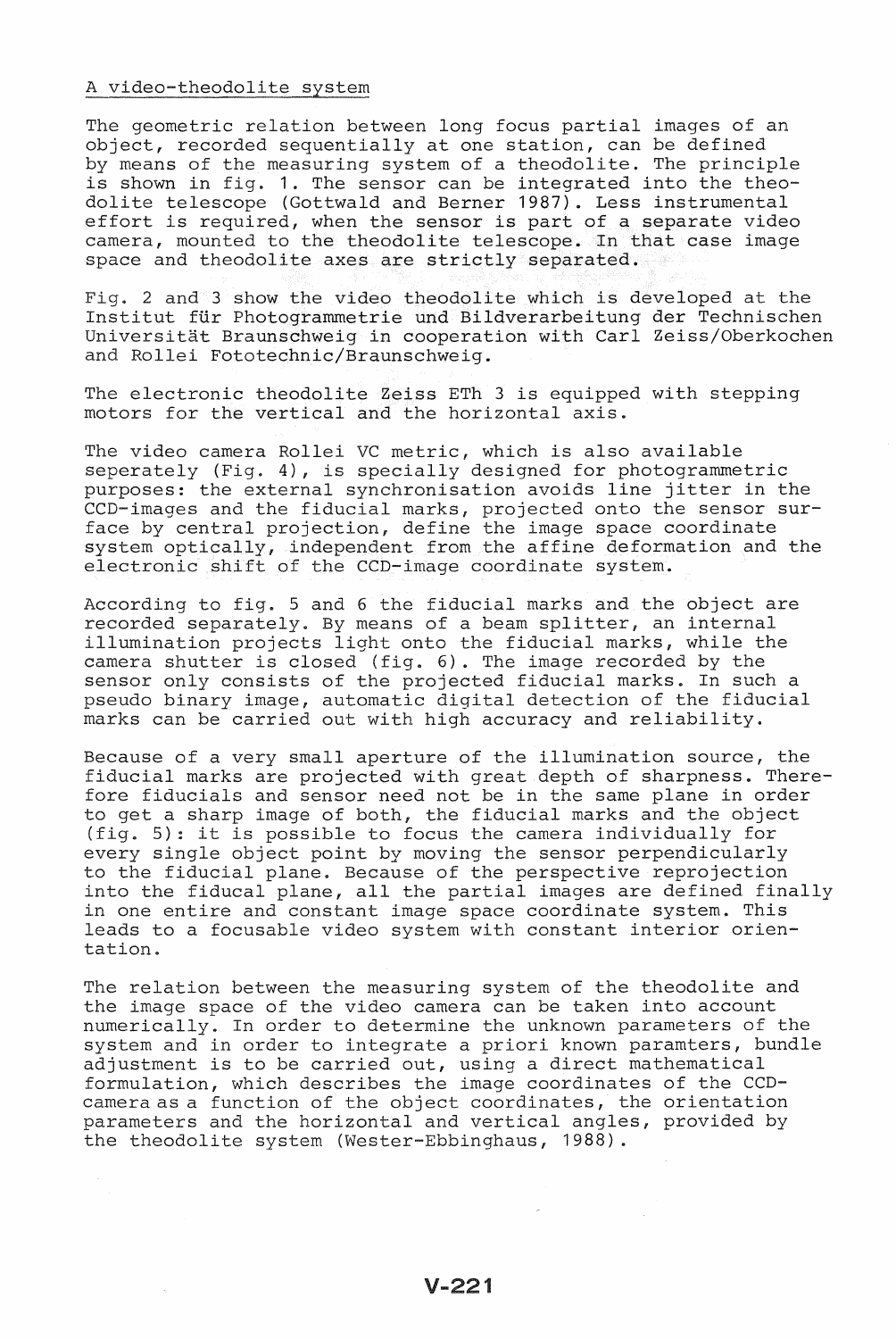## A video-theodolite system

The geometric relation between long focus partial images of an object, recorded sequentially at one station, can be defined by means of the measuring system of a theodolite. The principle is shown in fig. 1. The sensor can be integrated into the theodolite telescope (Gottwald and Berner 1987). Less instrumental effort is required, when the sensor is part of a separate video camera, mounted to the theodolite telescope. In that case image space and theodolite axes are strictly separated.

Fig. 2 and 3 show the video theodolite which is developed at the Institut für Photogrammetrie und Bildverarbeitung der Technischen Universität Braunschweig in cooperation with Carl Zeiss/Oberkochen and Rollei Fototechnic/Braunschweig.

The electronic theodolite Zeiss ETh 3 is equipped with stepping motors for the vertical and the horizontal axis.

The video camera Rollei VC metric, which is also available seperately (Fig. 4), is specially designed for photogrammetric purposes: the external synchronisation avoids line jitter in the CCD-images and the fiducial marks, projected onto the sensor surface by central projection, define the image space coordinate system optically, independent from the affine deformation and the electronic shift of the CCD-image coordinate system.

According to fig. 5 and 6 the fiducial marks and the object are recorded separately. By means of a beam splitter, an internal illumination projects light onto the fiducial marks, while the camera shutter is closed (fig. 6). The image recorded by the sensor only consists of the projected fiducial marks. In such a pseudo binary image, automatic digital detection of the fiducial marks can be carried out with high accuracy and reliability.

Because of a very small aperture of the illumination source, the fiducial marks are projected with great depth of sharpness. Therefore fiducials and sensor need not be in the same plane in order to get a sharp image of both, the fiducial marks and the object (fig. 5): it is possible to focus the camera individually for every single object point by moving the sensor perpendicularly to the fiducial plane. Because of the perspective reprojection into the fiducal plane, all the partial images are defined finally in one entire and constant image space coordinate system. This leads to a focusable video system with constant interior orientation.

The relation between the measuring system of the theodolite and the image space of the video camera can be taken into account numerically. In order to determine the unknown parameters of the system and in order to integrate a priori known paramters, bundle adjustment is to be carried out, using a direct mathematical formulation, which describes the image coordinates of the CCD-camera as a function of the object coordinates, the orientation parameters and the horizontal and vertical angles, provided by the theodolite system (Wester-Ebbinghaus, 1988).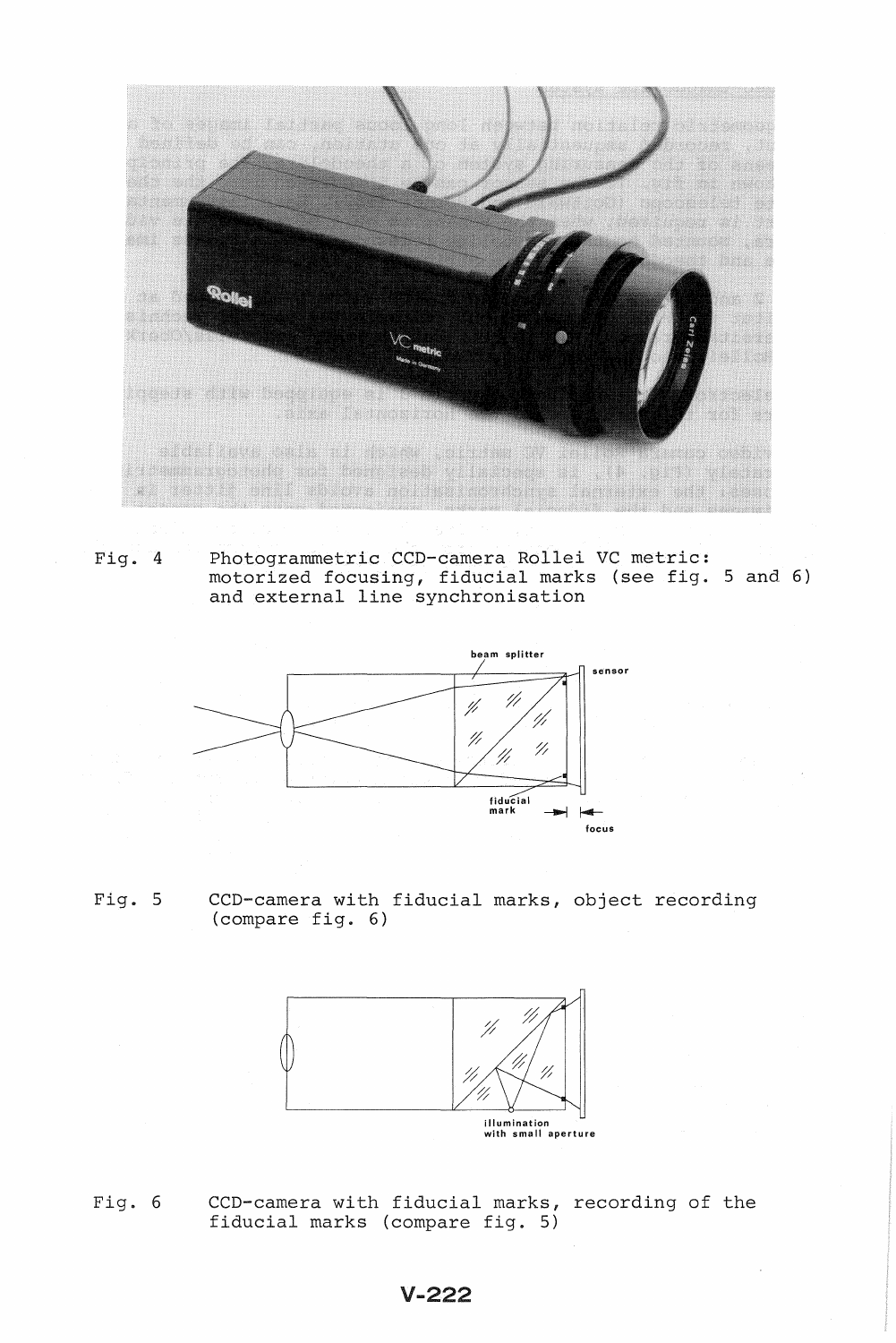Fig. 4 Photogrammetric CCD-camera Rollei VC metric: motorized focusing, fiducial marks (see fig. 5 and 6) and external line synchronisation

Fig. 5 CCD-camera with fiducial marks, object recording (compare fig. 6)

Fig. 6 CCD-camera with fiducial marks, recording of the fiducial marks (compare fig. 5)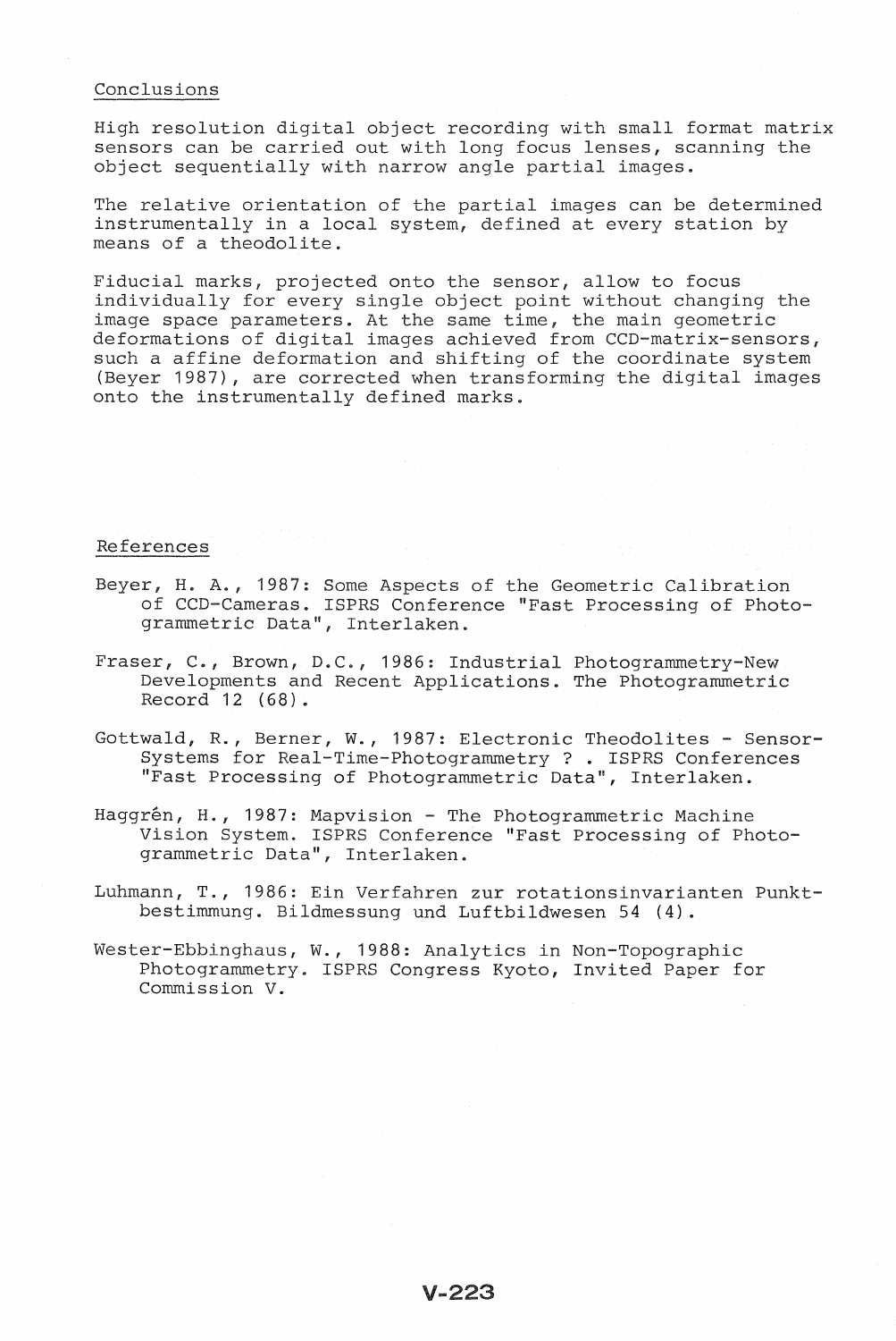## Conclusions

High resolution digital object recording with small format matrix sensors can be carried out with long focus lenses, scanning the object sequentially with narrow angle partial images.

The relative orientation of the partial images can be determined instrumentally in a local system, defined at every station by means of a theodolite.

Fiducial marks, projected onto the sensor, allow to focus individually for every single object point without changing the image space parameters. At the same time, the main geometric deformations of digital images achieved from CCD-matrix-sensors, such a affine deformation and shifting of the coordinate system (Beyer 1987), are corrected when transforming the digital images onto the instrumentally defined marks.

## References

Beyer, H. A., 1987: Some Aspects of the Geometric Calibration of CCD-Cameras. ISPRS Conference "Fast Processing of Photogrammetric Data", Interlaken.

Fraser, C., Brown, D.C., 1986: Industrial Photogrammetry-New Developments and Recent Applications. The Photogrammetric Record 12 (68).

Gottwald, R., Berner, W., 1987: Electronic Theodolites - Sensor-Systems for Real-Time-Photogrammetry ? . ISPRS Conferences "Fast Processing of Photogrammetric Data", Interlaken.

Haggrén, H., 1987: Mapvision - The Photogrammetric Machine Vision System. ISPRS Conference "Fast Processing of Photogrammetric Data", Interlaken.

Luhmann, T., 1986: Ein Verfahren zur rotationsinvarianten Punktbestimmung. Bildmessung und Luftbildwesen 54 (4).

Wester-Ebbinghaus, W., 1988: Analytics in Non-Topographic Photogrammetry. ISPRS Congress Kyoto, Invited Paper for Commission V.